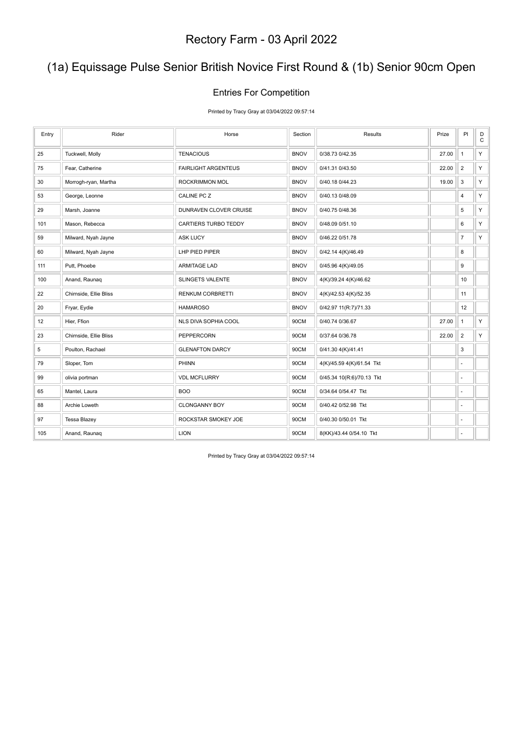# Rectory Farm - 03 April 2022

## (1a) Equissage Pulse Senior British Novice First Round & (1b) Senior 90cm Open

### Entries For Competition

Printed by Tracy Gray at 03/04/2022 09:57:14

| Entry | Rider | Horse | Section | Results | Prize | Pl | DC |
|---|---|---|---|---|---|---|---|
| 25 | Tuckwell, Molly | TENACIOUS | BNOV | 0/38.73 0/42.35 | 27.00 | 1 | Y |
| 75 | Fear, Catherine | FAIRLIGHT ARGENTEUS | BNOV | 0/41.31 0/43.50 | 22.00 | 2 | Y |
| 30 | Morrogh-ryan, Martha | ROCKRIMMON MOL | BNOV | 0/40.18 0/44.23 | 19.00 | 3 | Y |
| 53 | George, Leonne | CALINE PC Z | BNOV | 0/40.13 0/48.09 | | 4 | Y |
| 29 | Marsh, Joanne | DUNRAVEN CLOVER CRUISE | BNOV | 0/40.75 0/48.36 | | 5 | Y |
| 101 | Mason, Rebecca | CARTIERS TURBO TEDDY | BNOV | 0/48.09 0/51.10 | | 6 | Y |
| 59 | Milward, Nyah Jayne | ASK LUCY | BNOV | 0/46.22 0/51.78 | | 7 | Y |
| 60 | Milward, Nyah Jayne | LHP PIED PIPER | BNOV | 0/42.14 4(K)/46.49 | | 8 | |
| 111 | Putt, Phoebe | ARMITAGE LAD | BNOV | 0/45.96 4(K)/49.05 | | 9 | |
| 100 | Anand, Raunaq | SLINGETS VALENTE | BNOV | 4(K)/39.24 4(K)/46.62 | | 10 | |
| 22 | Chirnside, Ellie Bliss | RENKUM CORBRETTI | BNOV | 4(K)/42.53 4(K)/52.35 | | 11 | |
| 20 | Fryar, Eydie | HAMAROSO | BNOV | 0/42.97 11(R:7)/71.33 | | 12 | |
| 12 | Hier, Ffion | NLS DIVA SOPHIA COOL | 90CM | 0/40.74 0/36.67 | 27.00 | 1 | Y |
| 23 | Chirnside, Ellie Bliss | PEPPERCORN | 90CM | 0/37.64 0/36.78 | 22.00 | 2 | Y |
| 5 | Poulton, Rachael | GLENAFTON DARCY | 90CM | 0/41.30 4(K)/41.41 | | 3 | |
| 79 | Sloper, Tom | PHINN | 90CM | 4(K)/45.59 4(K)/61.54 Tkt | | - | |
| 99 | olivia portman | VDL MCFLURRY | 90CM | 0/45.34 10(R:6)/70.13 Tkt | | - | |
| 65 | Mantel, Laura | BOO | 90CM | 0/34.64 0/54.47 Tkt | | - | |
| 88 | Archie Loweth | CLONGANNY BOY | 90CM | 0/40.42 0/52.98 Tkt | | - | |
| 97 | Tessa Blazey | ROCKSTAR SMOKEY JOE | 90CM | 0/40.30 0/50.01 Tkt | | - | |
| 105 | Anand, Raunaq | LION | 90CM | 8(KK)/43.44 0/54.10 Tkt | | - | |

Printed by Tracy Gray at 03/04/2022 09:57:14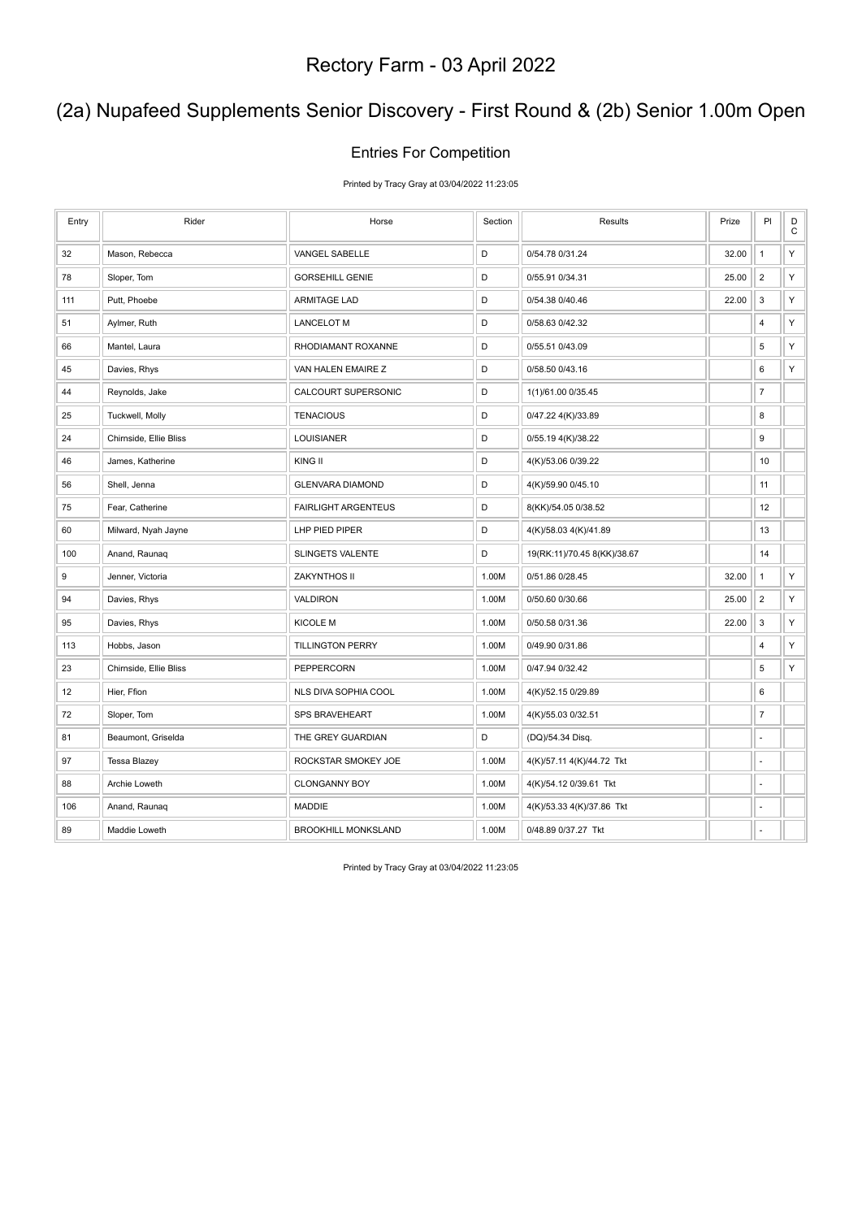# Rectory Farm - 03 April 2022

## (2a) Nupafeed Supplements Senior Discovery - First Round & (2b) Senior 1.00m Open

### Entries For Competition

Printed by Tracy Gray at 03/04/2022 11:23:05

| Entry | Rider | Horse | Section | Results | Prize | Pl | DC |
|---|---|---|---|---|---|---|---|
| 32 | Mason, Rebecca | VANGEL SABELLE | D | 0/54.78 0/31.24 | 32.00 | 1 | Y |
| 78 | Sloper, Tom | GORSEHILL GENIE | D | 0/55.91 0/34.31 | 25.00 | 2 | Y |
| 111 | Putt, Phoebe | ARMITAGE LAD | D | 0/54.38 0/40.46 | 22.00 | 3 | Y |
| 51 | Aylmer, Ruth | LANCELOT M | D | 0/58.63 0/42.32 | | 4 | Y |
| 66 | Mantel, Laura | RHODIAMANT ROXANNE | D | 0/55.51 0/43.09 | | 5 | Y |
| 45 | Davies, Rhys | VAN HALEN EMAIRE Z | D | 0/58.50 0/43.16 | | 6 | Y |
| 44 | Reynolds, Jake | CALCOURT SUPERSONIC | D | 1(1)/61.00 0/35.45 | | 7 | |
| 25 | Tuckwell, Molly | TENACIOUS | D | 0/47.22 4(K)/33.89 | | 8 | |
| 24 | Chirnside, Ellie Bliss | LOUISIANER | D | 0/55.19 4(K)/38.22 | | 9 | |
| 46 | James, Katherine | KING II | D | 4(K)/53.06 0/39.22 | | 10 | |
| 56 | Shell, Jenna | GLENVARA DIAMOND | D | 4(K)/59.90 0/45.10 | | 11 | |
| 75 | Fear, Catherine | FAIRLIGHT ARGENTEUS | D | 8(KK)/54.05 0/38.52 | | 12 | |
| 60 | Milward, Nyah Jayne | LHP PIED PIPER | D | 4(K)/58.03 4(K)/41.89 | | 13 | |
| 100 | Anand, Raunaq | SLINGETS VALENTE | D | 19(RK:11)/70.45 8(KK)/38.67 | | 14 | |
| 9 | Jenner, Victoria | ZAKYNTHOS II | 1.00M | 0/51.86 0/28.45 | 32.00 | 1 | Y |
| 94 | Davies, Rhys | VALDIRON | 1.00M | 0/50.60 0/30.66 | 25.00 | 2 | Y |
| 95 | Davies, Rhys | KICOLE M | 1.00M | 0/50.58 0/31.36 | 22.00 | 3 | Y |
| 113 | Hobbs, Jason | TILLINGTON PERRY | 1.00M | 0/49.90 0/31.86 | | 4 | Y |
| 23 | Chirnside, Ellie Bliss | PEPPERCORN | 1.00M | 0/47.94 0/32.42 | | 5 | Y |
| 12 | Hier, Ffion | NLS DIVA SOPHIA COOL | 1.00M | 4(K)/52.15 0/29.89 | | 6 | |
| 72 | Sloper, Tom | SPS BRAVEHEART | 1.00M | 4(K)/55.03 0/32.51 | | 7 | |
| 81 | Beaumont, Griselda | THE GREY GUARDIAN | D | (DQ)/54.34 Disq. | | - | |
| 97 | Tessa Blazey | ROCKSTAR SMOKEY JOE | 1.00M | 4(K)/57.11 4(K)/44.72 Tkt | | - | |
| 88 | Archie Loweth | CLONGANNY BOY | 1.00M | 4(K)/54.12 0/39.61 Tkt | | - | |
| 106 | Anand, Raunaq | MADDIE | 1.00M | 4(K)/53.33 4(K)/37.86 Tkt | | - | |
| 89 | Maddie Loweth | BROOKHILL MONKSLAND | 1.00M | 0/48.89 0/37.27 Tkt | | - | |

Printed by Tracy Gray at 03/04/2022 11:23:05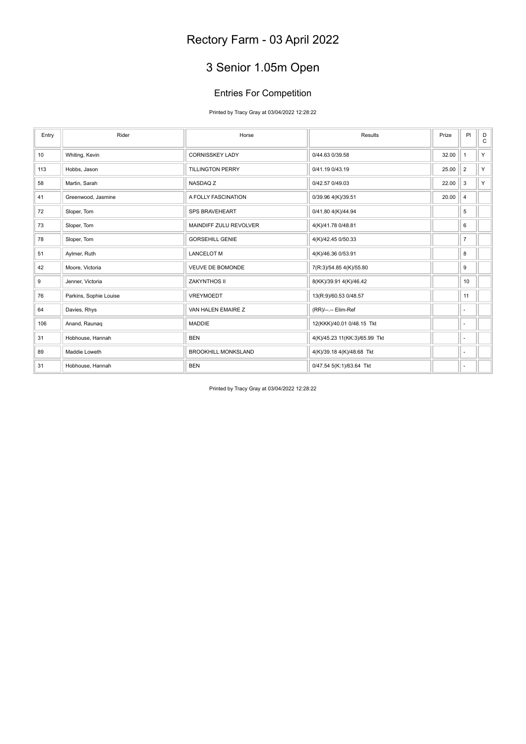# Rectory Farm - 03 April 2022

## 3 Senior 1.05m Open

### Entries For Competition

Printed by Tracy Gray at 03/04/2022 12:28:22

| Entry | Rider | Horse | Results | Prize | Pl | DC |
|---|---|---|---|---|---|---|
| 10 | Whiting, Kevin | CORNISSKEY LADY | 0/44.63 0/39.58 | 32.00 | 1 | Y |
| 113 | Hobbs, Jason | TILLINGTON PERRY | 0/41.19 0/43.19 | 25.00 | 2 | Y |
| 58 | Martin, Sarah | NASDAQ Z | 0/42.57 0/49.03 | 22.00 | 3 | Y |
| 41 | Greenwood, Jasmine | A FOLLY FASCINATION | 0/39.96 4(K)/39.51 | 20.00 | 4 | |
| 72 | Sloper, Tom | SPS BRAVEHEART | 0/41.80 4(K)/44.94 | | 5 | |
| 73 | Sloper, Tom | MAINDIFF ZULU REVOLVER | 4(K)/41.78 0/48.81 | | 6 | |
| 78 | Sloper, Tom | GORSEHILL GENIE | 4(K)/42.45 0/50.33 | | 7 | |
| 51 | Aylmer, Ruth | LANCELOT M | 4(K)/46.36 0/53.91 | | 8 | |
| 42 | Moore, Victoria | VEUVE DE BOMONDE | 7(R:3)/54.85 4(K)/55.80 | | 9 | |
| 9 | Jenner, Victoria | ZAKYNTHOS II | 8(KK)/39.91 4(K)/46.42 | | 10 | |
| 76 | Parkins, Sophie Louise | VREYMOEDT | 13(R:9)/60.53 0/48.57 | | 11 | |
| 64 | Davies, Rhys | VAN HALEN EMAIRE Z | (RR)/--.-- Elim-Ref | | - | |
| 106 | Anand, Raunaq | MADDIE | 12(KKK)/40.01 0/48.15 Tkt | | - | |
| 31 | Hobhouse, Hannah | BEN | 4(K)/45.23 11(KK:3)/65.99 Tkt | | - | |
| 89 | Maddie Loweth | BROOKHILL MONKSLAND | 4(K)/39.18 4(K)/48.68 Tkt | | - | |
| 31 | Hobhouse, Hannah | BEN | 0/47.54 5(K:1)/63.64 Tkt | | - | |

Printed by Tracy Gray at 03/04/2022 12:28:22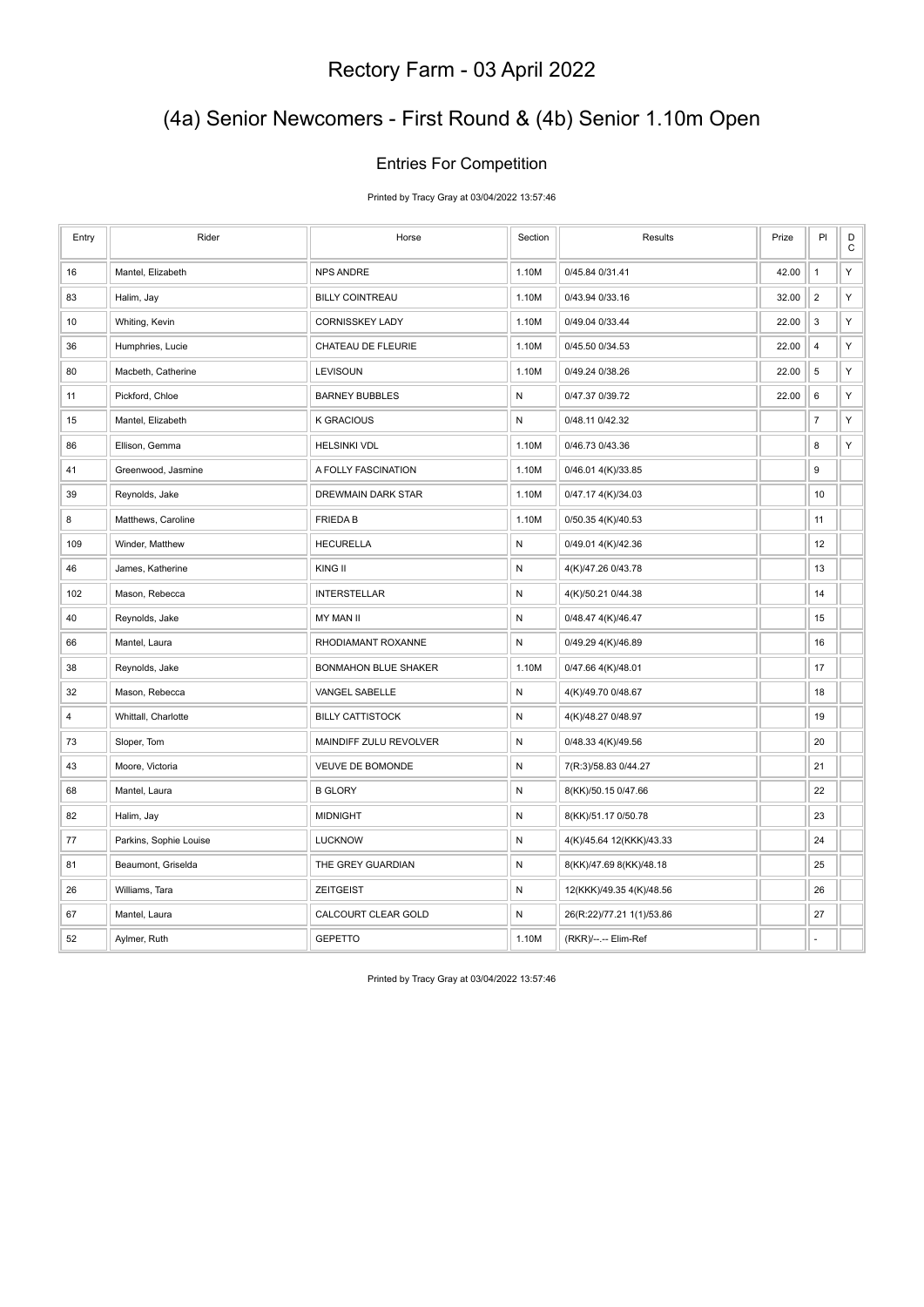# Rectory Farm - 03 April 2022

## (4a) Senior Newcomers - First Round & (4b) Senior 1.10m Open

### Entries For Competition

Printed by Tracy Gray at 03/04/2022 13:57:46

| Entry | Rider | Horse | Section | Results | Prize | Pl | DC |
|---|---|---|---|---|---|---|---|
| 16 | Mantel, Elizabeth | NPS ANDRE | 1.10M | 0/45.84 0/31.41 | 42.00 | 1 | Y |
| 83 | Halim, Jay | BILLY COINTREAU | 1.10M | 0/43.94 0/33.16 | 32.00 | 2 | Y |
| 10 | Whiting, Kevin | CORNISSKEY LADY | 1.10M | 0/49.04 0/33.44 | 22.00 | 3 | Y |
| 36 | Humphries, Lucie | CHATEAU DE FLEURIE | 1.10M | 0/45.50 0/34.53 | 22.00 | 4 | Y |
| 80 | Macbeth, Catherine | LEVISOUN | 1.10M | 0/49.24 0/38.26 | 22.00 | 5 | Y |
| 11 | Pickford, Chloe | BARNEY BUBBLES | N | 0/47.37 0/39.72 | 22.00 | 6 | Y |
| 15 | Mantel, Elizabeth | K GRACIOUS | N | 0/48.11 0/42.32 | | 7 | Y |
| 86 | Ellison, Gemma | HELSINKI VDL | 1.10M | 0/46.73 0/43.36 | | 8 | Y |
| 41 | Greenwood, Jasmine | A FOLLY FASCINATION | 1.10M | 0/46.01 4(K)/33.85 | | 9 | |
| 39 | Reynolds, Jake | DREWMAIN DARK STAR | 1.10M | 0/47.17 4(K)/34.03 | | 10 | |
| 8 | Matthews, Caroline | FRIEDA B | 1.10M | 0/50.35 4(K)/40.53 | | 11 | |
| 109 | Winder, Matthew | HECURELLA | N | 0/49.01 4(K)/42.36 | | 12 | |
| 46 | James, Katherine | KING II | N | 4(K)/47.26 0/43.78 | | 13 | |
| 102 | Mason, Rebecca | INTERSTELLAR | N | 4(K)/50.21 0/44.38 | | 14 | |
| 40 | Reynolds, Jake | MY MAN II | N | 0/48.47 4(K)/46.47 | | 15 | |
| 66 | Mantel, Laura | RHODIAMANT ROXANNE | N | 0/49.29 4(K)/46.89 | | 16 | |
| 38 | Reynolds, Jake | BONMAHON BLUE SHAKER | 1.10M | 0/47.66 4(K)/48.01 | | 17 | |
| 32 | Mason, Rebecca | VANGEL SABELLE | N | 4(K)/49.70 0/48.67 | | 18 | |
| 4 | Whittall, Charlotte | BILLY CATTISTOCK | N | 4(K)/48.27 0/48.97 | | 19 | |
| 73 | Sloper, Tom | MAINDIFF ZULU REVOLVER | N | 0/48.33 4(K)/49.56 | | 20 | |
| 43 | Moore, Victoria | VEUVE DE BOMONDE | N | 7(R:3)/58.83 0/44.27 | | 21 | |
| 68 | Mantel, Laura | B GLORY | N | 8(KK)/50.15 0/47.66 | | 22 | |
| 82 | Halim, Jay | MIDNIGHT | N | 8(KK)/51.17 0/50.78 | | 23 | |
| 77 | Parkins, Sophie Louise | LUCKNOW | N | 4(K)/45.64 12(KKK)/43.33 | | 24 | |
| 81 | Beaumont, Griselda | THE GREY GUARDIAN | N | 8(KK)/47.69 8(KK)/48.18 | | 25 | |
| 26 | Williams, Tara | ZEITGEIST | N | 12(KKK)/49.35 4(K)/48.56 | | 26 | |
| 67 | Mantel, Laura | CALCOURT CLEAR GOLD | N | 26(R:22)/77.21 1(1)/53.86 | | 27 | |
| 52 | Aylmer, Ruth | GEPETTO | 1.10M | (RKR)/--.-- Elim-Ref | | - | |

Printed by Tracy Gray at 03/04/2022 13:57:46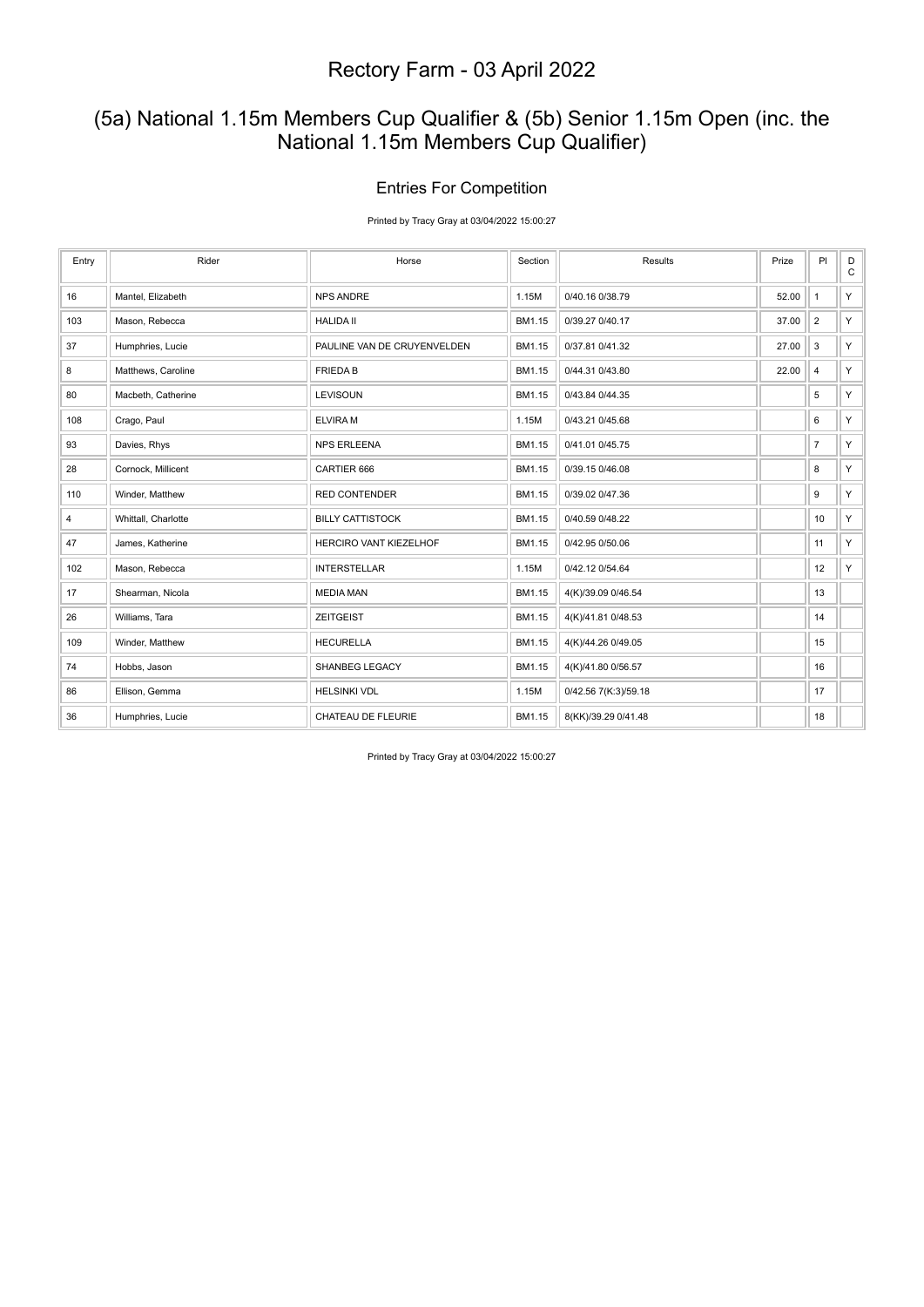# Rectory Farm - 03 April 2022

## (5a) National 1.15m Members Cup Qualifier & (5b) Senior 1.15m Open (inc. the National 1.15m Members Cup Qualifier)

### Entries For Competition

Printed by Tracy Gray at 03/04/2022 15:00:27

| Entry | Rider | Horse | Section | Results | Prize | Pl | DC |
|---|---|---|---|---|---|---|---|
| 16 | Mantel, Elizabeth | NPS ANDRE | 1.15M | 0/40.16 0/38.79 | 52.00 | 1 | Y |
| 103 | Mason, Rebecca | HALIDA II | BM1.15 | 0/39.27 0/40.17 | 37.00 | 2 | Y |
| 37 | Humphries, Lucie | PAULINE VAN DE CRUYENVELDEN | BM1.15 | 0/37.81 0/41.32 | 27.00 | 3 | Y |
| 8 | Matthews, Caroline | FRIEDA B | BM1.15 | 0/44.31 0/43.80 | 22.00 | 4 | Y |
| 80 | Macbeth, Catherine | LEVISOUN | BM1.15 | 0/43.84 0/44.35 | | 5 | Y |
| 108 | Crago, Paul | ELVIRA M | 1.15M | 0/43.21 0/45.68 | | 6 | Y |
| 93 | Davies, Rhys | NPS ERLEENA | BM1.15 | 0/41.01 0/45.75 | | 7 | Y |
| 28 | Cornock, Millicent | CARTIER 666 | BM1.15 | 0/39.15 0/46.08 | | 8 | Y |
| 110 | Winder, Matthew | RED CONTENDER | BM1.15 | 0/39.02 0/47.36 | | 9 | Y |
| 4 | Whittall, Charlotte | BILLY CATTISTOCK | BM1.15 | 0/40.59 0/48.22 | | 10 | Y |
| 47 | James, Katherine | HERCIRO VANT KIEZELHOF | BM1.15 | 0/42.95 0/50.06 | | 11 | Y |
| 102 | Mason, Rebecca | INTERSTELLAR | 1.15M | 0/42.12 0/54.64 | | 12 | Y |
| 17 | Shearman, Nicola | MEDIA MAN | BM1.15 | 4(K)/39.09 0/46.54 | | 13 | |
| 26 | Williams, Tara | ZEITGEIST | BM1.15 | 4(K)/41.81 0/48.53 | | 14 | |
| 109 | Winder, Matthew | HECURELLA | BM1.15 | 4(K)/44.26 0/49.05 | | 15 | |
| 74 | Hobbs, Jason | SHANBEG LEGACY | BM1.15 | 4(K)/41.80 0/56.57 | | 16 | |
| 86 | Ellison, Gemma | HELSINKI VDL | 1.15M | 0/42.56 7(K:3)/59.18 | | 17 | |
| 36 | Humphries, Lucie | CHATEAU DE FLEURIE | BM1.15 | 8(KK)/39.29 0/41.48 | | 18 | |

Printed by Tracy Gray at 03/04/2022 15:00:27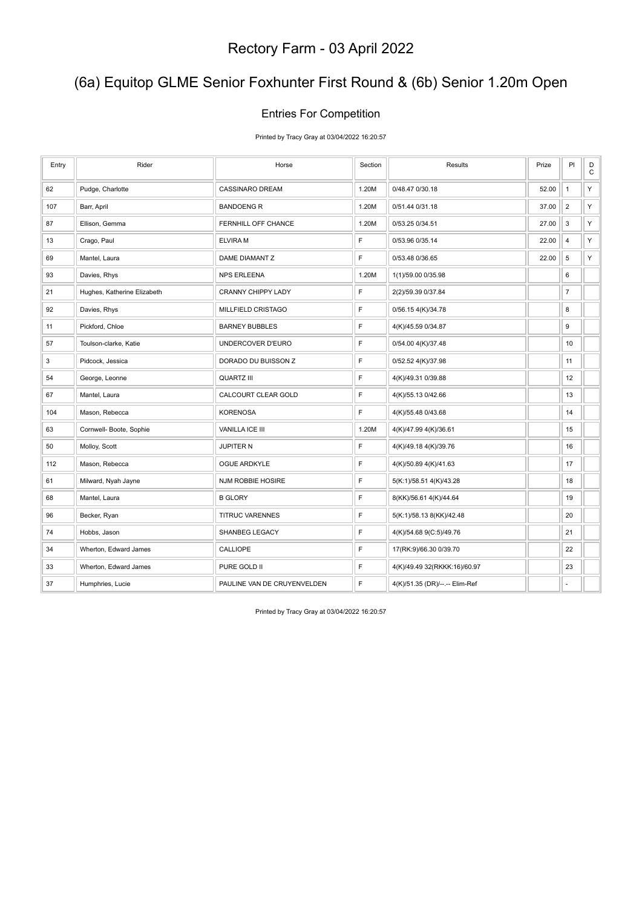# Rectory Farm - 03 April 2022

## (6a) Equitop GLME Senior Foxhunter First Round & (6b) Senior 1.20m Open

### Entries For Competition

Printed by Tracy Gray at 03/04/2022 16:20:57

| Entry | Rider | Horse | Section | Results | Prize | Pl | DC |
|---|---|---|---|---|---|---|---|
| 62 | Pudge, Charlotte | CASSINARO DREAM | 1.20M | 0/48.47 0/30.18 | 52.00 | 1 | Y |
| 107 | Barr, April | BANDOENG R | 1.20M | 0/51.44 0/31.18 | 37.00 | 2 | Y |
| 87 | Ellison, Gemma | FERNHILL OFF CHANCE | 1.20M | 0/53.25 0/34.51 | 27.00 | 3 | Y |
| 13 | Crago, Paul | ELVIRA M | F | 0/53.96 0/35.14 | 22.00 | 4 | Y |
| 69 | Mantel, Laura | DAME DIAMANT Z | F | 0/53.48 0/36.65 | 22.00 | 5 | Y |
| 93 | Davies, Rhys | NPS ERLEENA | 1.20M | 1(1)/59.00 0/35.98 | | 6 | |
| 21 | Hughes, Katherine Elizabeth | CRANNY CHIPPY LADY | F | 2(2)/59.39 0/37.84 | | 7 | |
| 92 | Davies, Rhys | MILLFIELD CRISTAGO | F | 0/56.15 4(K)/34.78 | | 8 | |
| 11 | Pickford, Chloe | BARNEY BUBBLES | F | 4(K)/45.59 0/34.87 | | 9 | |
| 57 | Toulson-clarke, Katie | UNDERCOVER D'EURO | F | 0/54.00 4(K)/37.48 | | 10 | |
| 3 | Pidcock, Jessica | DORADO DU BUISSON Z | F | 0/52.52 4(K)/37.98 | | 11 | |
| 54 | George, Leonne | QUARTZ III | F | 4(K)/49.31 0/39.88 | | 12 | |
| 67 | Mantel, Laura | CALCOURT CLEAR GOLD | F | 4(K)/55.13 0/42.66 | | 13 | |
| 104 | Mason, Rebecca | KORENOSA | F | 4(K)/55.48 0/43.68 | | 14 | |
| 63 | Cornwell- Boote, Sophie | VANILLA ICE III | 1.20M | 4(K)/47.99 4(K)/36.61 | | 15 | |
| 50 | Molloy, Scott | JUPITER N | F | 4(K)/49.18 4(K)/39.76 | | 16 | |
| 112 | Mason, Rebecca | OGUE ARDKYLE | F | 4(K)/50.89 4(K)/41.63 | | 17 | |
| 61 | Milward, Nyah Jayne | NJM ROBBIE HOSIRE | F | 5(K:1)/58.51 4(K)/43.28 | | 18 | |
| 68 | Mantel, Laura | B GLORY | F | 8(KK)/56.61 4(K)/44.64 | | 19 | |
| 96 | Becker, Ryan | TITRUC VARENNES | F | 5(K:1)/58.13 8(KK)/42.48 | | 20 | |
| 74 | Hobbs, Jason | SHANBEG LEGACY | F | 4(K)/54.68 9(C:5)/49.76 | | 21 | |
| 34 | Wherton, Edward James | CALLIOPE | F | 17(RK:9)/66.30 0/39.70 | | 22 | |
| 33 | Wherton, Edward James | PURE GOLD II | F | 4(K)/49.49 32(RKKK:16)/60.97 | | 23 | |
| 37 | Humphries, Lucie | PAULINE VAN DE CRUYENVELDEN | F | 4(K)/51.35 (DR)/--.-- Elim-Ref | | - | |

Printed by Tracy Gray at 03/04/2022 16:20:57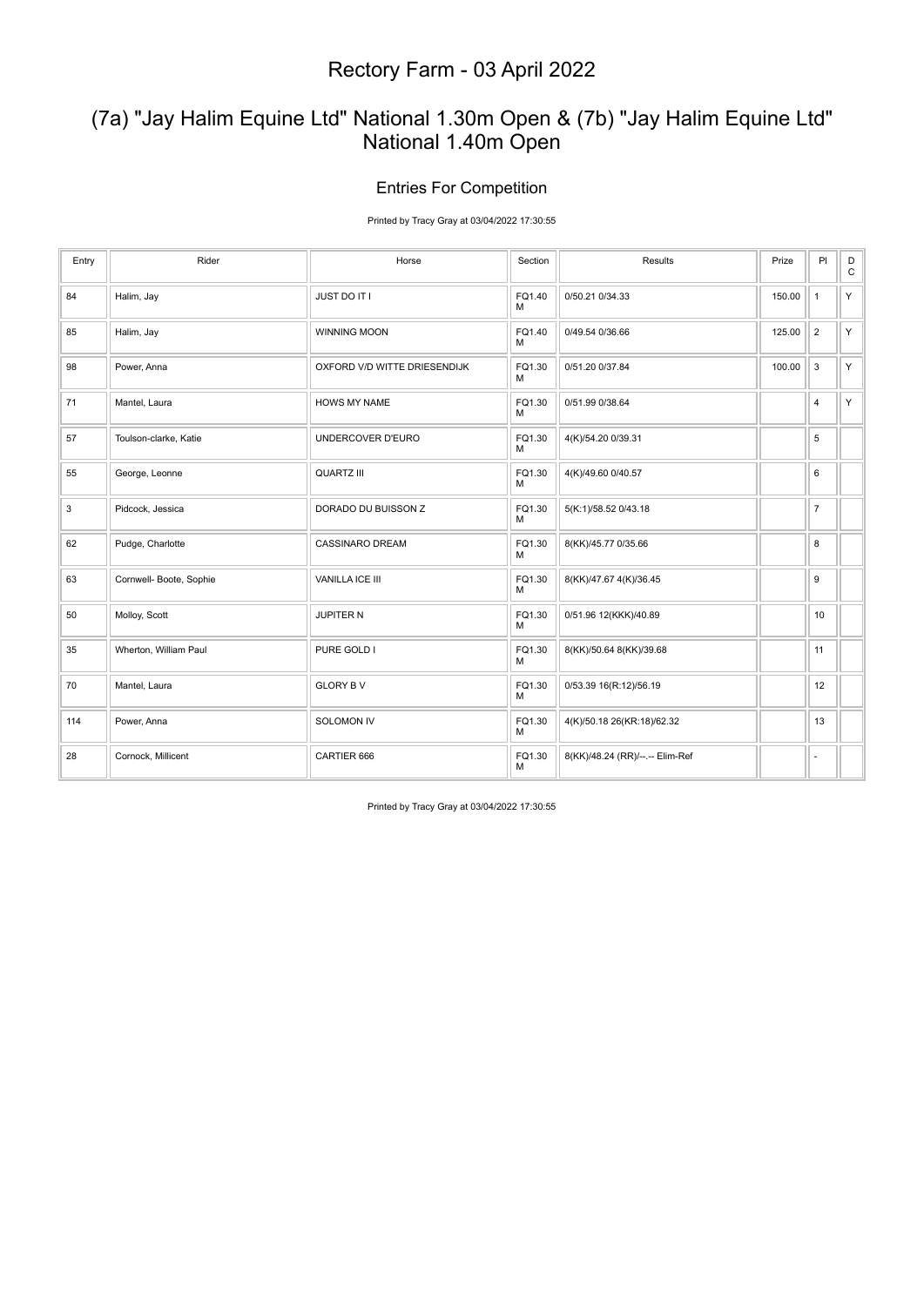# Rectory Farm - 03 April 2022

## (7a) "Jay Halim Equine Ltd" National 1.30m Open & (7b) "Jay Halim Equine Ltd" National 1.40m Open

### Entries For Competition

Printed by Tracy Gray at 03/04/2022 17:30:55

| Entry | Rider | Horse | Section | Results | Prize | Pl | DC |
|---|---|---|---|---|---|---|---|
| 84 | Halim, Jay | JUST DO IT I | FQ1.40 M | 0/50.21 0/34.33 | 150.00 | 1 | Y |
| 85 | Halim, Jay | WINNING MOON | FQ1.40 M | 0/49.54 0/36.66 | 125.00 | 2 | Y |
| 98 | Power, Anna | OXFORD V/D WITTE DRIESENDIJK | FQ1.30 M | 0/51.20 0/37.84 | 100.00 | 3 | Y |
| 71 | Mantel, Laura | HOWS MY NAME | FQ1.30 M | 0/51.99 0/38.64 | | 4 | Y |
| 57 | Toulson-clarke, Katie | UNDERCOVER D'EURO | FQ1.30 M | 4(K)/54.20 0/39.31 | | 5 | |
| 55 | George, Leonne | QUARTZ III | FQ1.30 M | 4(K)/49.60 0/40.57 | | 6 | |
| 3 | Pidcock, Jessica | DORADO DU BUISSON Z | FQ1.30 M | 5(K:1)/58.52 0/43.18 | | 7 | |
| 62 | Pudge, Charlotte | CASSINARO DREAM | FQ1.30 M | 8(KK)/45.77 0/35.66 | | 8 | |
| 63 | Cornwell- Boote, Sophie | VANILLA ICE III | FQ1.30 M | 8(KK)/47.67 4(K)/36.45 | | 9 | |
| 50 | Molloy, Scott | JUPITER N | FQ1.30 M | 0/51.96 12(KKK)/40.89 | | 10 | |
| 35 | Wherton, William Paul | PURE GOLD I | FQ1.30 M | 8(KK)/50.64 8(KK)/39.68 | | 11 | |
| 70 | Mantel, Laura | GLORY B V | FQ1.30 M | 0/53.39 16(R:12)/56.19 | | 12 | |
| 114 | Power, Anna | SOLOMON IV | FQ1.30 M | 4(K)/50.18 26(KR:18)/62.32 | | 13 | |
| 28 | Cornock, Millicent | CARTIER 666 | FQ1.30 M | 8(KK)/48.24 (RR)/--.-- Elim-Ref | | - | |

Printed by Tracy Gray at 03/04/2022 17:30:55